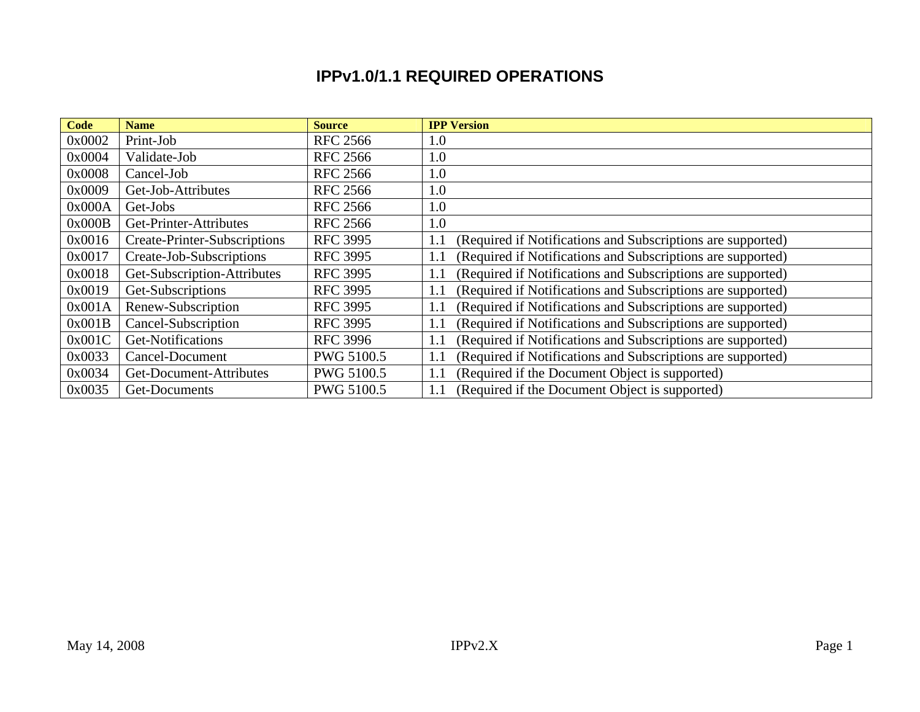# IPPv1.0/1.1 REQUIRED OPERATIONS

| Code | Name | Source | IPP Version |
|---|---|---|---|
| 0x0002 | Print-Job | RFC 2566 | 1.0 |
| 0x0004 | Validate-Job | RFC 2566 | 1.0 |
| 0x0008 | Cancel-Job | RFC 2566 | 1.0 |
| 0x0009 | Get-Job-Attributes | RFC 2566 | 1.0 |
| 0x000A | Get-Jobs | RFC 2566 | 1.0 |
| 0x000B | Get-Printer-Attributes | RFC 2566 | 1.0 |
| 0x0016 | Create-Printer-Subscriptions | RFC 3995 | 1.1 (Required if Notifications and Subscriptions are supported) |
| 0x0017 | Create-Job-Subscriptions | RFC 3995 | 1.1 (Required if Notifications and Subscriptions are supported) |
| 0x0018 | Get-Subscription-Attributes | RFC 3995 | 1.1 (Required if Notifications and Subscriptions are supported) |
| 0x0019 | Get-Subscriptions | RFC 3995 | 1.1 (Required if Notifications and Subscriptions are supported) |
| 0x001A | Renew-Subscription | RFC 3995 | 1.1 (Required if Notifications and Subscriptions are supported) |
| 0x001B | Cancel-Subscription | RFC 3995 | 1.1 (Required if Notifications and Subscriptions are supported) |
| 0x001C | Get-Notifications | RFC 3996 | 1.1 (Required if Notifications and Subscriptions are supported) |
| 0x0033 | Cancel-Document | PWG 5100.5 | 1.1 (Required if Notifications and Subscriptions are supported) |
| 0x0034 | Get-Document-Attributes | PWG 5100.5 | 1.1 (Required if the Document Object is supported) |
| 0x0035 | Get-Documents | PWG 5100.5 | 1.1 (Required if the Document Object is supported) |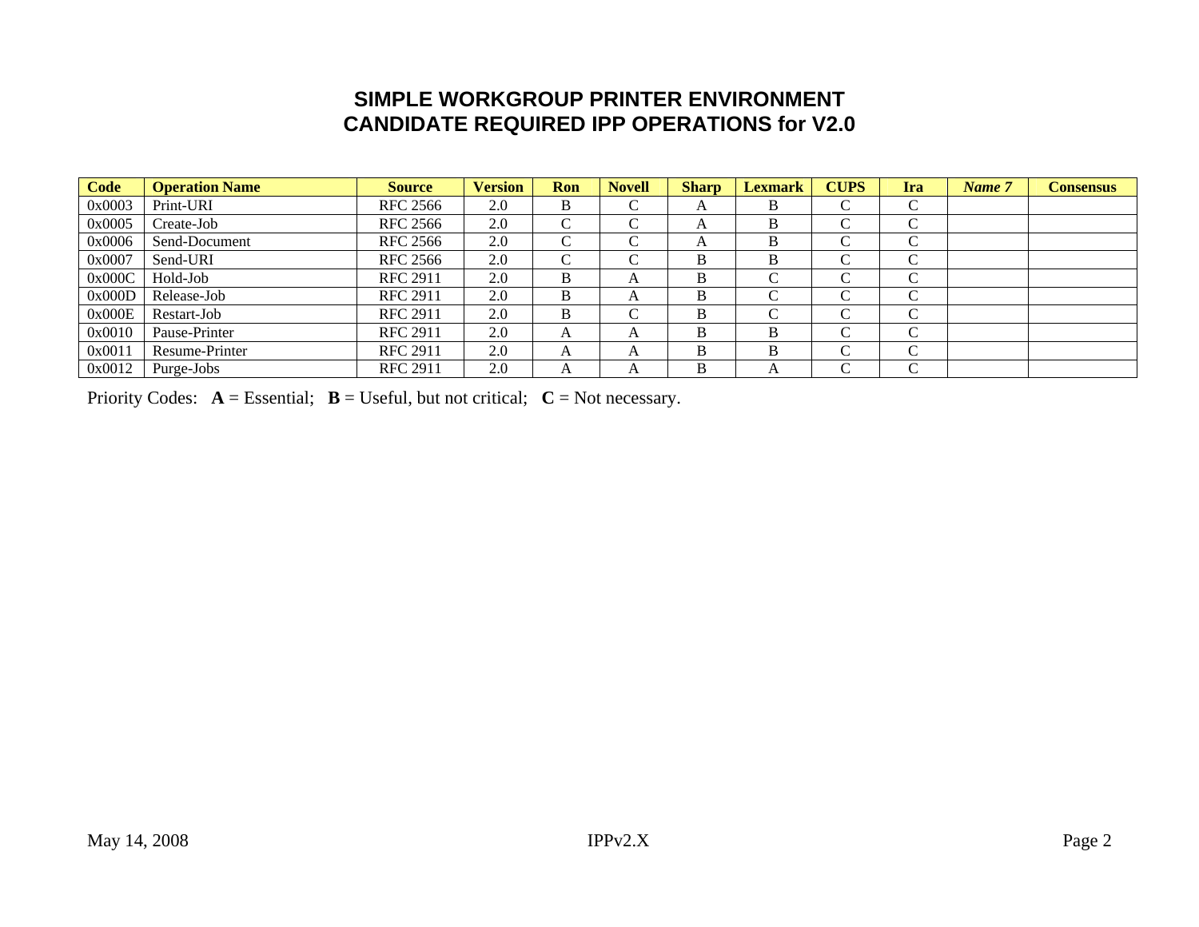# SIMPLE WORKGROUP PRINTER ENVIRONMENT
# CANDIDATE REQUIRED IPP OPERATIONS for V2.0

| Code | Operation Name | Source | Version | Ron | Novell | Sharp | Lexmark | CUPS | Ira | *Name 7* | Consensus |
|---|---|---|---|---|---|---|---|---|---|---|---|
| 0x0003 | Print-URI | RFC 2566 | 2.0 | B | C | A | B | C | C | | |
| 0x0005 | Create-Job | RFC 2566 | 2.0 | C | C | A | B | C | C | | |
| 0x0006 | Send-Document | RFC 2566 | 2.0 | C | C | A | B | C | C | | |
| 0x0007 | Send-URI | RFC 2566 | 2.0 | C | C | B | B | C | C | | |
| 0x000C | Hold-Job | RFC 2911 | 2.0 | B | A | B | C | C | C | | |
| 0x000D | Release-Job | RFC 2911 | 2.0 | B | A | B | C | C | C | | |
| 0x000E | Restart-Job | RFC 2911 | 2.0 | B | C | B | C | C | C | | |
| 0x0010 | Pause-Printer | RFC 2911 | 2.0 | A | A | B | B | C | C | | |
| 0x0011 | Resume-Printer | RFC 2911 | 2.0 | A | A | B | B | C | C | | |
| 0x0012 | Purge-Jobs | RFC 2911 | 2.0 | A | A | B | A | C | C | | |

Priority Codes: **A** = Essential; **B** = Useful, but not critical; **C** = Not necessary.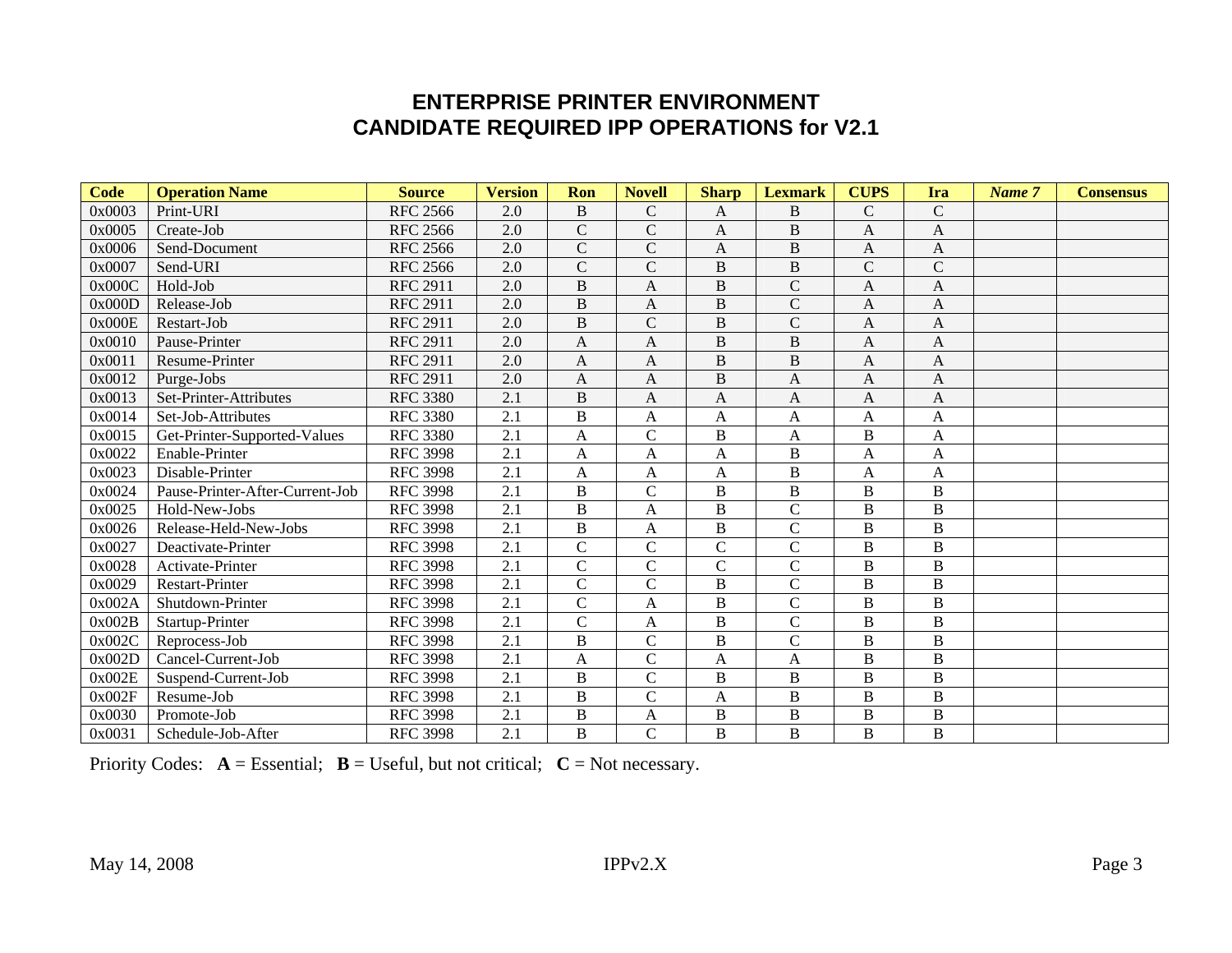## ENTERPRISE PRINTER ENVIRONMENT
## CANDIDATE REQUIRED IPP OPERATIONS for V2.1

| Code | Operation Name | Source | Version | Ron | Novell | Sharp | Lexmark | CUPS | Ira | *Name 7* | Consensus |
|---|---|---|---|---|---|---|---|---|---|---|---|
| 0x0003 | Print-URI | RFC 2566 | 2.0 | B | C | A | B | C | C | | |
| 0x0005 | Create-Job | RFC 2566 | 2.0 | C | C | A | B | A | A | | |
| 0x0006 | Send-Document | RFC 2566 | 2.0 | C | C | A | B | A | A | | |
| 0x0007 | Send-URI | RFC 2566 | 2.0 | C | C | B | B | C | C | | |
| 0x000C | Hold-Job | RFC 2911 | 2.0 | B | A | B | C | A | A | | |
| 0x000D | Release-Job | RFC 2911 | 2.0 | B | A | B | C | A | A | | |
| 0x000E | Restart-Job | RFC 2911 | 2.0 | B | C | B | C | A | A | | |
| 0x0010 | Pause-Printer | RFC 2911 | 2.0 | A | A | B | B | A | A | | |
| 0x0011 | Resume-Printer | RFC 2911 | 2.0 | A | A | B | B | A | A | | |
| 0x0012 | Purge-Jobs | RFC 2911 | 2.0 | A | A | B | A | A | A | | |
| 0x0013 | Set-Printer-Attributes | RFC 3380 | 2.1 | B | A | A | A | A | A | | |
| 0x0014 | Set-Job-Attributes | RFC 3380 | 2.1 | B | A | A | A | A | A | | |
| 0x0015 | Get-Printer-Supported-Values | RFC 3380 | 2.1 | A | C | B | A | B | A | | |
| 0x0022 | Enable-Printer | RFC 3998 | 2.1 | A | A | A | B | A | A | | |
| 0x0023 | Disable-Printer | RFC 3998 | 2.1 | A | A | A | B | A | A | | |
| 0x0024 | Pause-Printer-After-Current-Job | RFC 3998 | 2.1 | B | C | B | B | B | B | | |
| 0x0025 | Hold-New-Jobs | RFC 3998 | 2.1 | B | A | B | C | B | B | | |
| 0x0026 | Release-Held-New-Jobs | RFC 3998 | 2.1 | B | A | B | C | B | B | | |
| 0x0027 | Deactivate-Printer | RFC 3998 | 2.1 | C | C | C | C | B | B | | |
| 0x0028 | Activate-Printer | RFC 3998 | 2.1 | C | C | C | C | B | B | | |
| 0x0029 | Restart-Printer | RFC 3998 | 2.1 | C | C | B | C | B | B | | |
| 0x002A | Shutdown-Printer | RFC 3998 | 2.1 | C | A | B | C | B | B | | |
| 0x002B | Startup-Printer | RFC 3998 | 2.1 | C | A | B | C | B | B | | |
| 0x002C | Reprocess-Job | RFC 3998 | 2.1 | B | C | B | C | B | B | | |
| 0x002D | Cancel-Current-Job | RFC 3998 | 2.1 | A | C | A | A | B | B | | |
| 0x002E | Suspend-Current-Job | RFC 3998 | 2.1 | B | C | B | B | B | B | | |
| 0x002F | Resume-Job | RFC 3998 | 2.1 | B | C | A | B | B | B | | |
| 0x0030 | Promote-Job | RFC 3998 | 2.1 | B | A | B | B | B | B | | |
| 0x0031 | Schedule-Job-After | RFC 3998 | 2.1 | B | C | B | B | B | B | | |

Priority Codes: **A** = Essential; **B** = Useful, but not critical; **C** = Not necessary.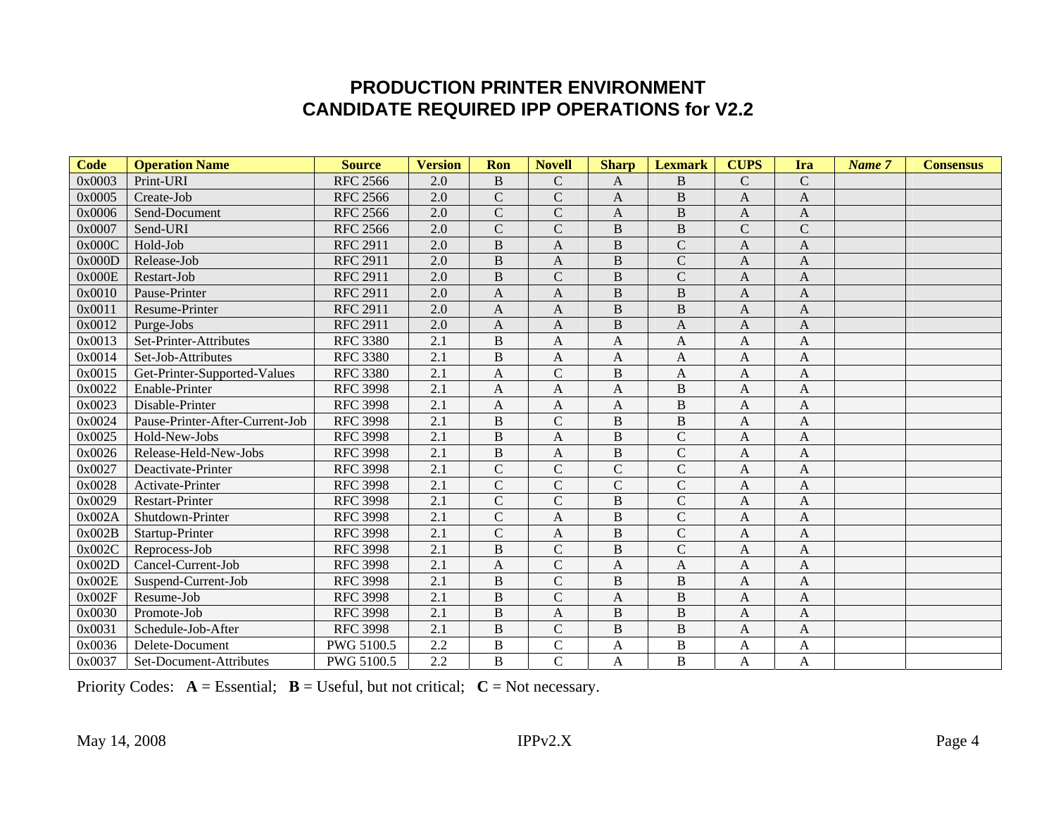# PRODUCTION PRINTER ENVIRONMENT
# CANDIDATE REQUIRED IPP OPERATIONS for V2.2

| Code | Operation Name | Source | Version | Ron | Novell | Sharp | Lexmark | CUPS | Ira | *Name 7* | Consensus |
|---|---|---|---|---|---|---|---|---|---|---|---|
| 0x0003 | Print-URI | RFC 2566 | 2.0 | B | C | A | B | C | C | | |
| 0x0005 | Create-Job | RFC 2566 | 2.0 | C | C | A | B | A | A | | |
| 0x0006 | Send-Document | RFC 2566 | 2.0 | C | C | A | B | A | A | | |
| 0x0007 | Send-URI | RFC 2566 | 2.0 | C | C | B | B | C | C | | |
| 0x000C | Hold-Job | RFC 2911 | 2.0 | B | A | B | C | A | A | | |
| 0x000D | Release-Job | RFC 2911 | 2.0 | B | A | B | C | A | A | | |
| 0x000E | Restart-Job | RFC 2911 | 2.0 | B | C | B | C | A | A | | |
| 0x0010 | Pause-Printer | RFC 2911 | 2.0 | A | A | B | B | A | A | | |
| 0x0011 | Resume-Printer | RFC 2911 | 2.0 | A | A | B | B | A | A | | |
| 0x0012 | Purge-Jobs | RFC 2911 | 2.0 | A | A | B | A | A | A | | |
| 0x0013 | Set-Printer-Attributes | RFC 3380 | 2.1 | B | A | A | A | A | A | | |
| 0x0014 | Set-Job-Attributes | RFC 3380 | 2.1 | B | A | A | A | A | A | | |
| 0x0015 | Get-Printer-Supported-Values | RFC 3380 | 2.1 | A | C | B | A | A | A | | |
| 0x0022 | Enable-Printer | RFC 3998 | 2.1 | A | A | A | B | A | A | | |
| 0x0023 | Disable-Printer | RFC 3998 | 2.1 | A | A | A | B | A | A | | |
| 0x0024 | Pause-Printer-After-Current-Job | RFC 3998 | 2.1 | B | C | B | B | A | A | | |
| 0x0025 | Hold-New-Jobs | RFC 3998 | 2.1 | B | A | B | C | A | A | | |
| 0x0026 | Release-Held-New-Jobs | RFC 3998 | 2.1 | B | A | B | C | A | A | | |
| 0x0027 | Deactivate-Printer | RFC 3998 | 2.1 | C | C | C | C | A | A | | |
| 0x0028 | Activate-Printer | RFC 3998 | 2.1 | C | C | C | C | A | A | | |
| 0x0029 | Restart-Printer | RFC 3998 | 2.1 | C | C | B | C | A | A | | |
| 0x002A | Shutdown-Printer | RFC 3998 | 2.1 | C | A | B | C | A | A | | |
| 0x002B | Startup-Printer | RFC 3998 | 2.1 | C | A | B | C | A | A | | |
| 0x002C | Reprocess-Job | RFC 3998 | 2.1 | B | C | B | C | A | A | | |
| 0x002D | Cancel-Current-Job | RFC 3998 | 2.1 | A | C | A | A | A | A | | |
| 0x002E | Suspend-Current-Job | RFC 3998 | 2.1 | B | C | B | B | A | A | | |
| 0x002F | Resume-Job | RFC 3998 | 2.1 | B | C | A | B | A | A | | |
| 0x0030 | Promote-Job | RFC 3998 | 2.1 | B | A | B | B | A | A | | |
| 0x0031 | Schedule-Job-After | RFC 3998 | 2.1 | B | C | B | B | A | A | | |
| 0x0036 | Delete-Document | PWG 5100.5 | 2.2 | B | C | A | B | A | A | | |
| 0x0037 | Set-Document-Attributes | PWG 5100.5 | 2.2 | B | C | A | B | A | A | | |

Priority Codes: **A** = Essential; **B** = Useful, but not critical; **C** = Not necessary.

May 14, 2008 IPPv2.X